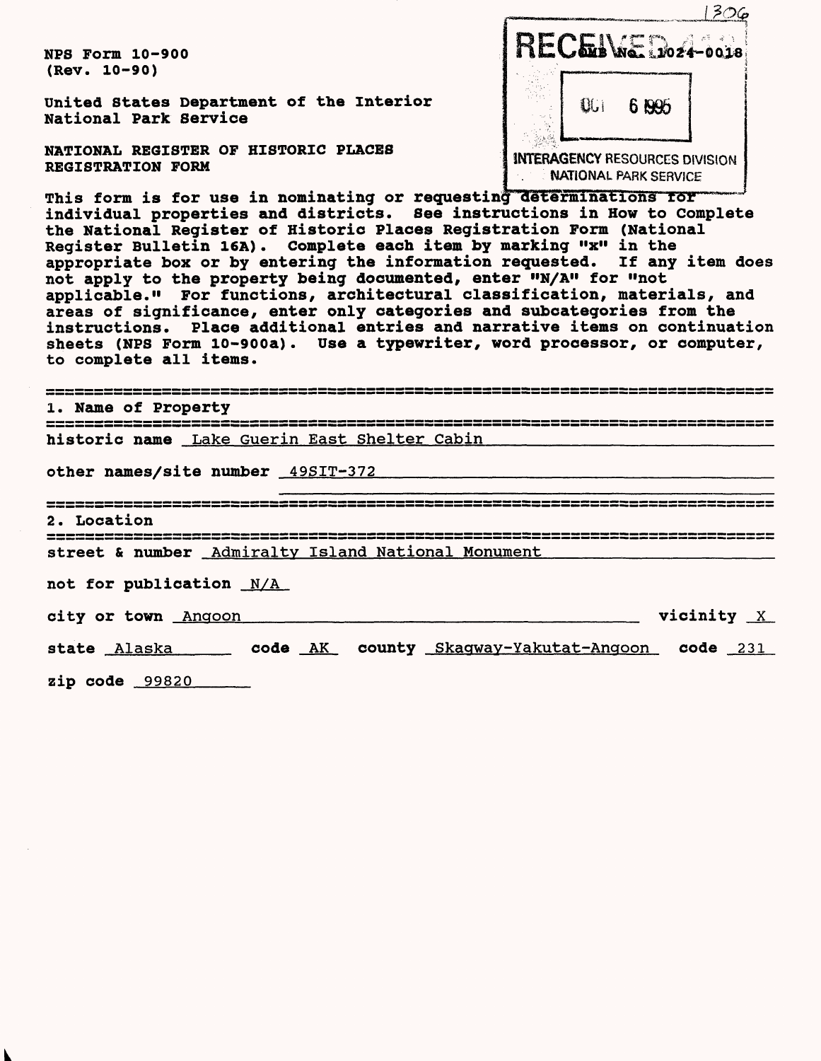1306

NPS Form 10-900
(Rev. 10-90)

RECEIVED
OMB No. 1024-0018

OCT 6 1995

INTERAGENCY RESOURCES DIVISION
NATIONAL PARK SERVICE

United States Department of the Interior
National Park Service

NATIONAL REGISTER OF HISTORIC PLACES
REGISTRATION FORM

This form is for use in nominating or requesting determinations for individual properties and districts. See instructions in How to Complete the National Register of Historic Places Registration Form (National Register Bulletin 16A). Complete each item by marking "x" in the appropriate box or by entering the information requested. If any item does not apply to the property being documented, enter "N/A" for "not applicable." For functions, architectural classification, materials, and areas of significance, enter only categories and subcategories from the instructions. Place additional entries and narrative items on continuation sheets (NPS Form 10-900a). Use a typewriter, word processor, or computer, to complete all items.

## 1. Name of Property

historic name Lake Guerin East Shelter Cabin

other names/site number 49SIT-372

## 2. Location

street & number Admiralty Island National Monument

not for publication N/A

city or town Angoon vicinity X

state Alaska code AK county Skagway-Yakutat-Angoon code 231

zip code 99820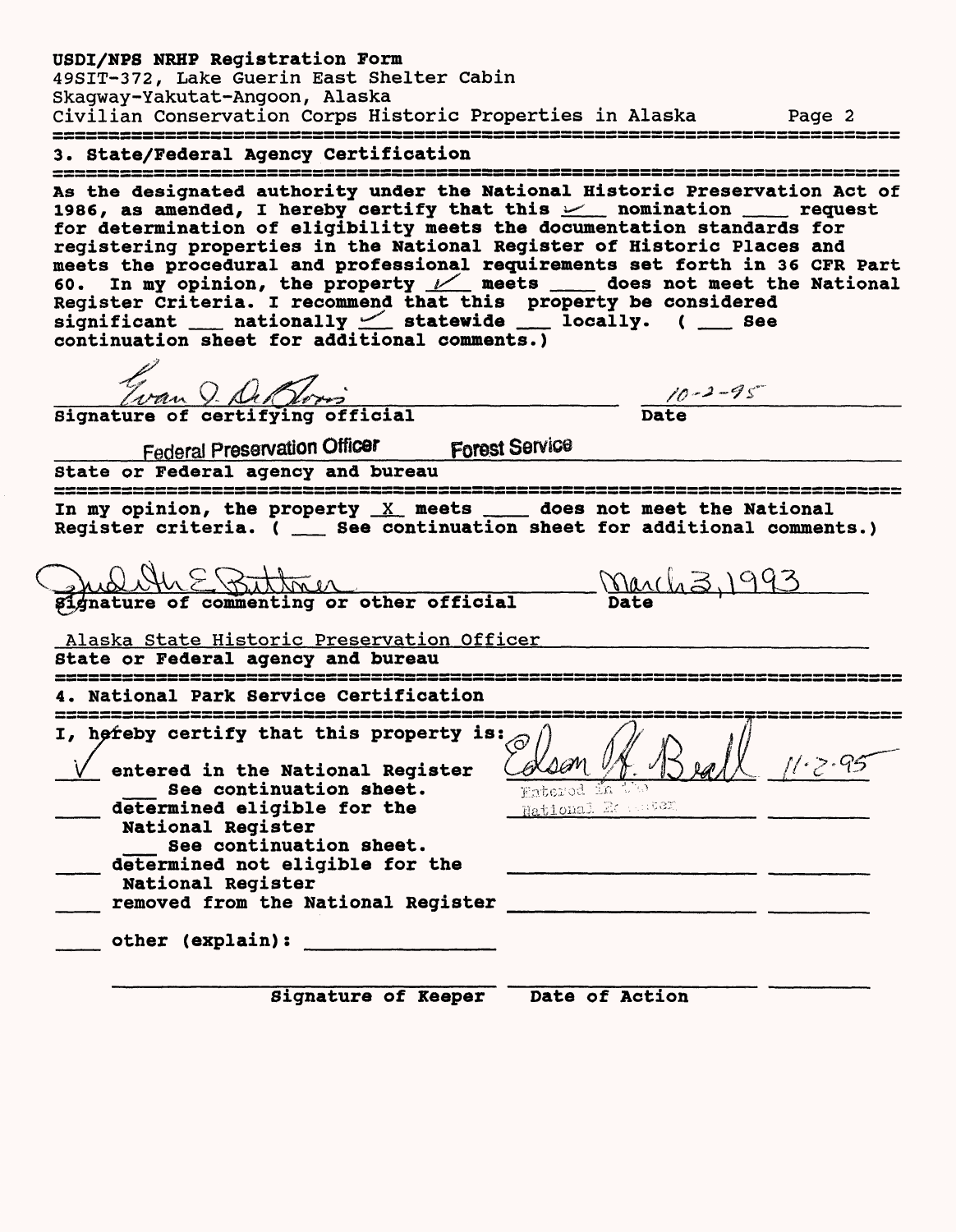## 3. State/Federal Agency Certification

As the designated authority under the National Historic Preservation Act of 1986, as amended, I hereby certify that this ✓ nomination ___ request for determination of eligibility meets the documentation standards for registering properties in the National Register of Historic Places and meets the procedural and professional requirements set forth in 36 CFR Part 60. In my opinion, the property ✓ meets ___ does not meet the National Register Criteria. I recommend that this property be considered significant ___ nationally ✓ statewide ___ locally. ( ___ See continuation sheet for additional comments.)

Evan J. DeBloois — 10-2-95

Signature of certifying official — Date

Federal Preservation Officer Forest Service

State or Federal agency and bureau

In my opinion, the property X meets ___ does not meet the National Register criteria. ( ___ See continuation sheet for additional comments.)

Judith E. Bittner — March 3, 1993

Signature of commenting or other official — Date

Alaska State Historic Preservation Officer

State or Federal agency and bureau

## 4. National Park Service Certification

I, hereby certify that this property is:

✓ entered in the National Register — Edson H. Beall — 11-2-95
 ___ See continuation sheet. — Entered in the National Register

___ determined eligible for the National Register
 ___ See continuation sheet.

___ determined not eligible for the National Register

___ removed from the National Register

___ other (explain): ___

Signature of Keeper — Date of Action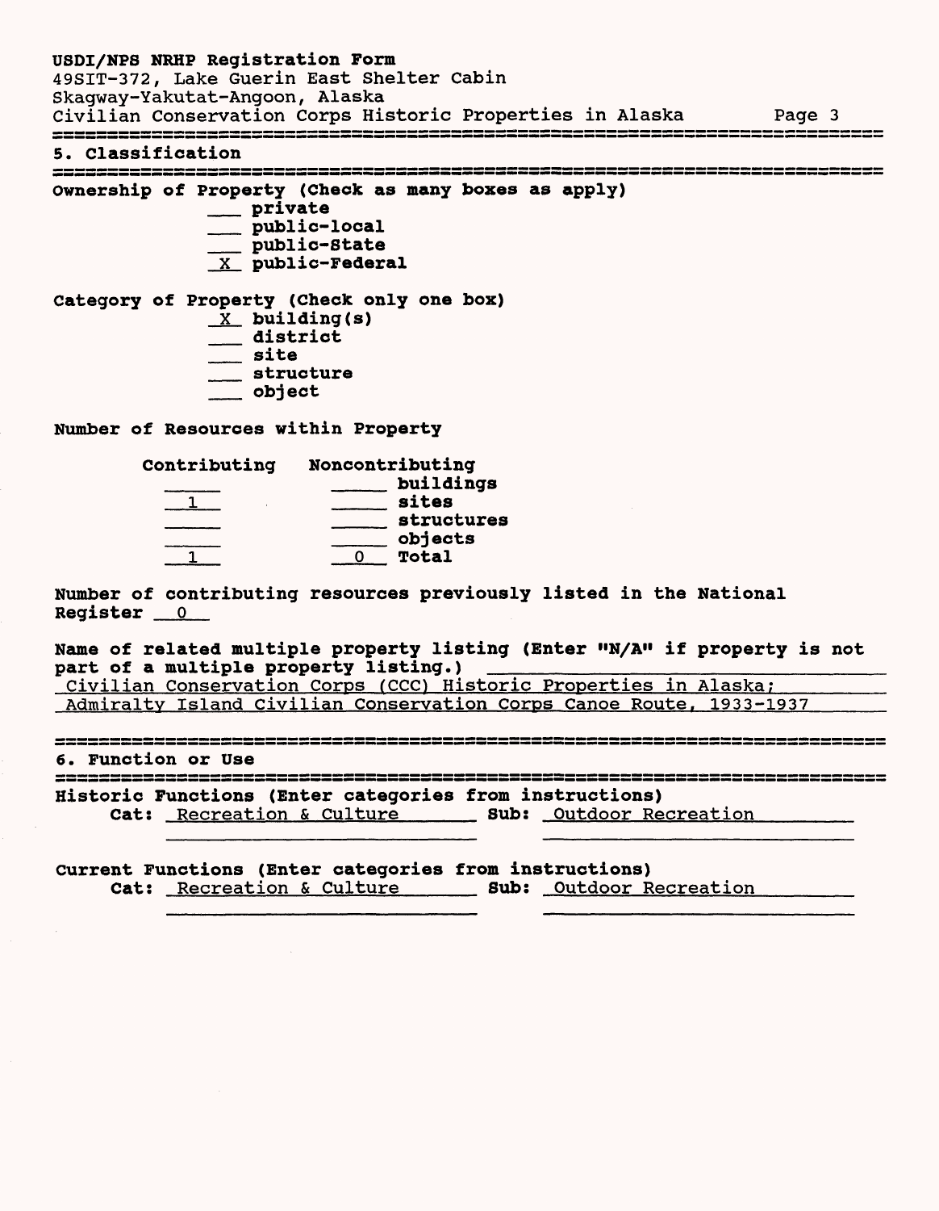## 5. Classification

**Ownership of Property (Check as many boxes as apply)**

- ___ private
- ___ public-local
- ___ public-State
- X public-Federal

**Category of Property (Check only one box)**

- X building(s)
- ___ district
- ___ site
- ___ structure
- ___ object

**Number of Resources within Property**

| Contributing | Noncontributing | |
|---|---|---|
| | | buildings |
| 1 | | sites |
| | | structures |
| | | objects |
| 1 | 0 | Total |

**Number of contributing resources previously listed in the National Register** 0

**Name of related multiple property listing (Enter "N/A" if property is not part of a multiple property listing.)**
Civilian Conservation Corps (CCC) Historic Properties in Alaska;
Admiralty Island Civilian Conservation Corps Canoe Route, 1933-1937

## 6. Function or Use

**Historic Functions (Enter categories from instructions)**
**Cat:** Recreation & Culture **Sub:** Outdoor Recreation

**Current Functions (Enter categories from instructions)**
**Cat:** Recreation & Culture **Sub:** Outdoor Recreation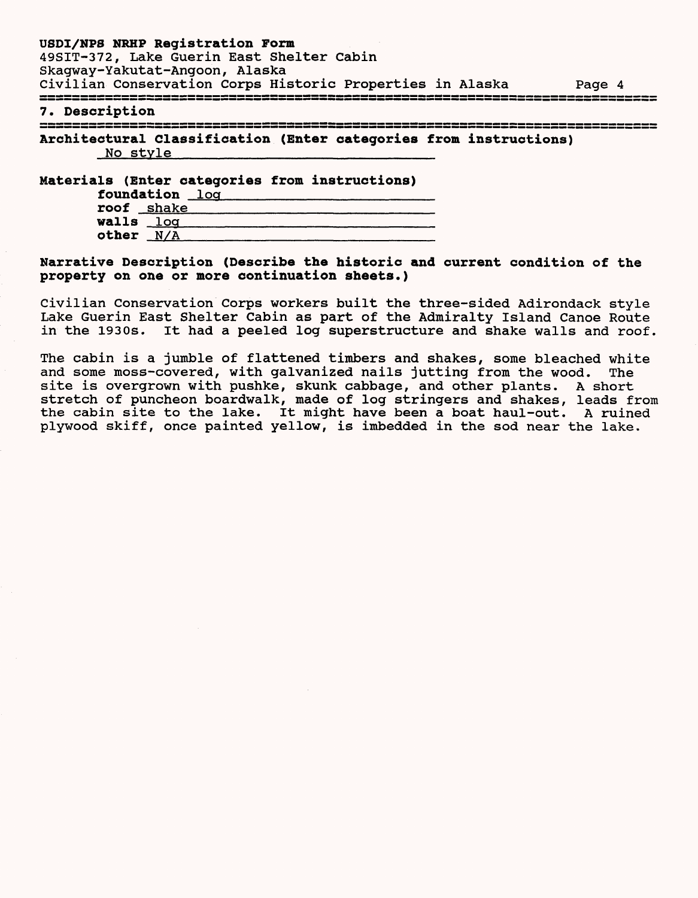## 7. Description

**Architectural Classification (Enter categories from instructions)**

No style

**Materials (Enter categories from instructions)**

**foundation** log
**roof** shake
**walls** log
**other** N/A

**Narrative Description (Describe the historic and current condition of the property on one or more continuation sheets.)**

Civilian Conservation Corps workers built the three-sided Adirondack style Lake Guerin East Shelter Cabin as part of the Admiralty Island Canoe Route in the 1930s. It had a peeled log superstructure and shake walls and roof.

The cabin is a jumble of flattened timbers and shakes, some bleached white and some moss-covered, with galvanized nails jutting from the wood. The site is overgrown with pushke, skunk cabbage, and other plants. A short stretch of puncheon boardwalk, made of log stringers and shakes, leads from the cabin site to the lake. It might have been a boat haul-out. A ruined plywood skiff, once painted yellow, is imbedded in the sod near the lake.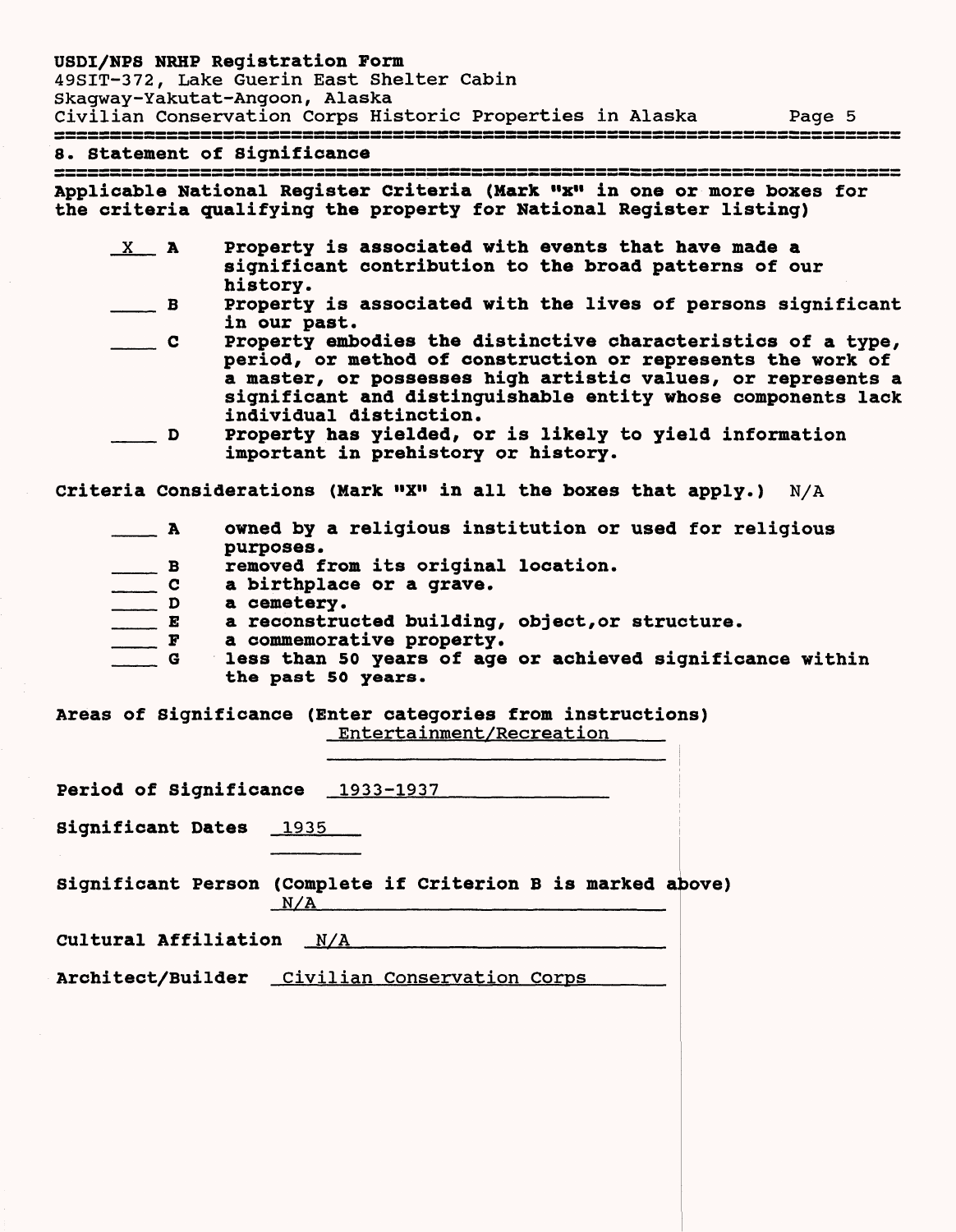## 8. Statement of Significance

**Applicable National Register Criteria (Mark "x" in one or more boxes for the criteria qualifying the property for National Register listing)**

- _X_ **A** Property is associated with events that have made a significant contribution to the broad patterns of our history.
- ___ **B** Property is associated with the lives of persons significant in our past.
- ___ **C** Property embodies the distinctive characteristics of a type, period, or method of construction or represents the work of a master, or possesses high artistic values, or represents a significant and distinguishable entity whose components lack individual distinction.
- ___ **D** Property has yielded, or is likely to yield information important in prehistory or history.

**Criteria Considerations (Mark "X" in all the boxes that apply.)** N/A

- ___ **A** owned by a religious institution or used for religious purposes.
- ___ **B** removed from its original location.
- ___ **C** a birthplace or a grave.
- ___ **D** a cemetery.
- ___ **E** a reconstructed building, object, or structure.
- ___ **F** a commemorative property.
- ___ **G** less than 50 years of age or achieved significance within the past 50 years.

**Areas of Significance (Enter categories from instructions)** Entertainment/Recreation

**Period of Significance** 1933-1937

**Significant Dates** 1935

**Significant Person (Complete if Criterion B is marked above)** N/A

**Cultural Affiliation** N/A

**Architect/Builder** Civilian Conservation Corps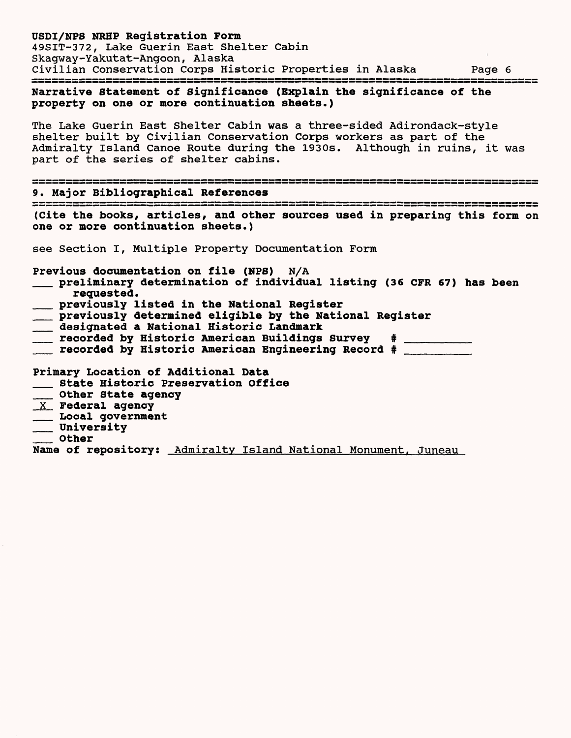**Narrative Statement of Significance (Explain the significance of the property on one or more continuation sheets.)**

The Lake Guerin East Shelter Cabin was a three-sided Adirondack-style shelter built by Civilian Conservation Corps workers as part of the Admiralty Island Canoe Route during the 1930s. Although in ruins, it was part of the series of shelter cabins.

## 9. Major Bibliographical References

**(Cite the books, articles, and other sources used in preparing this form on one or more continuation sheets.)**

see Section I, Multiple Property Documentation Form

**Previous documentation on file (NPS)** N/A

- ___ **preliminary determination of individual listing (36 CFR 67) has been requested.**
- ___ **previously listed in the National Register**
- ___ **previously determined eligible by the National Register**
- ___ **designated a National Historic Landmark**
- ___ **recorded by Historic American Buildings Survey # ________**
- ___ **recorded by Historic American Engineering Record # ________**

**Primary Location of Additional Data**

- ___ **State Historic Preservation Office**
- ___ **Other State agency**
- _X_ **Federal agency**
- ___ **Local government**
- ___ **University**
- ___ **Other**

**Name of repository:** Admiralty Island National Monument, Juneau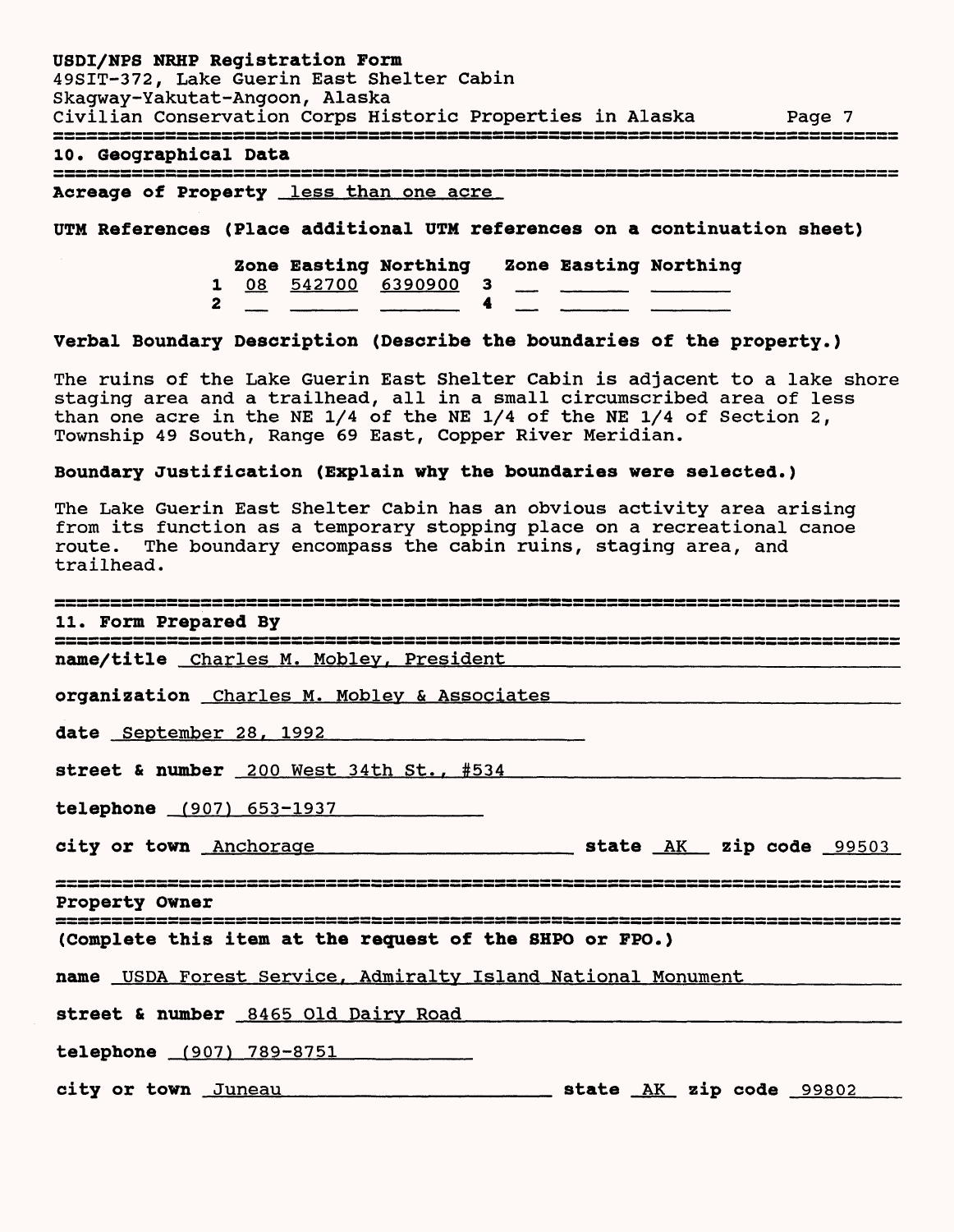USDI/NPS NRHP Registration Form
49SIT-372, Lake Guerin East Shelter Cabin
Skagway-Yakutat-Angoon, Alaska
Civilian Conservation Corps Historic Properties in Alaska

## 10. Geographical Data

**Acreage of Property** less than one acre

**UTM References (Place additional UTM references on a continuation sheet)**

| | Zone | Easting | Northing | | Zone | Easting | Northing |
|---|---|---|---|---|---|---|---|
| 1 | 08 | 542700 | 6390900 | 3 | | | |
| 2 | | | | 4 | | | |

**Verbal Boundary Description (Describe the boundaries of the property.)**

The ruins of the Lake Guerin East Shelter Cabin is adjacent to a lake shore staging area and a trailhead, all in a small circumscribed area of less than one acre in the NE 1/4 of the NE 1/4 of the NE 1/4 of Section 2, Township 49 South, Range 69 East, Copper River Meridian.

**Boundary Justification (Explain why the boundaries were selected.)**

The Lake Guerin East Shelter Cabin has an obvious activity area arising from its function as a temporary stopping place on a recreational canoe route. The boundary encompass the cabin ruins, staging area, and trailhead.

## 11. Form Prepared By

**name/title** Charles M. Mobley, President

**organization** Charles M. Mobley & Associates

**date** September 28, 1992

**street & number** 200 West 34th St., #534

**telephone** (907) 653-1937

**city or town** Anchorage **state** AK **zip code** 99503

## Property Owner

**(Complete this item at the request of the SHPO or FPO.)**

**name** USDA Forest Service, Admiralty Island National Monument

**street & number** 8465 Old Dairy Road

**telephone** (907) 789-8751

**city or town** Juneau **state** AK **zip code** 99802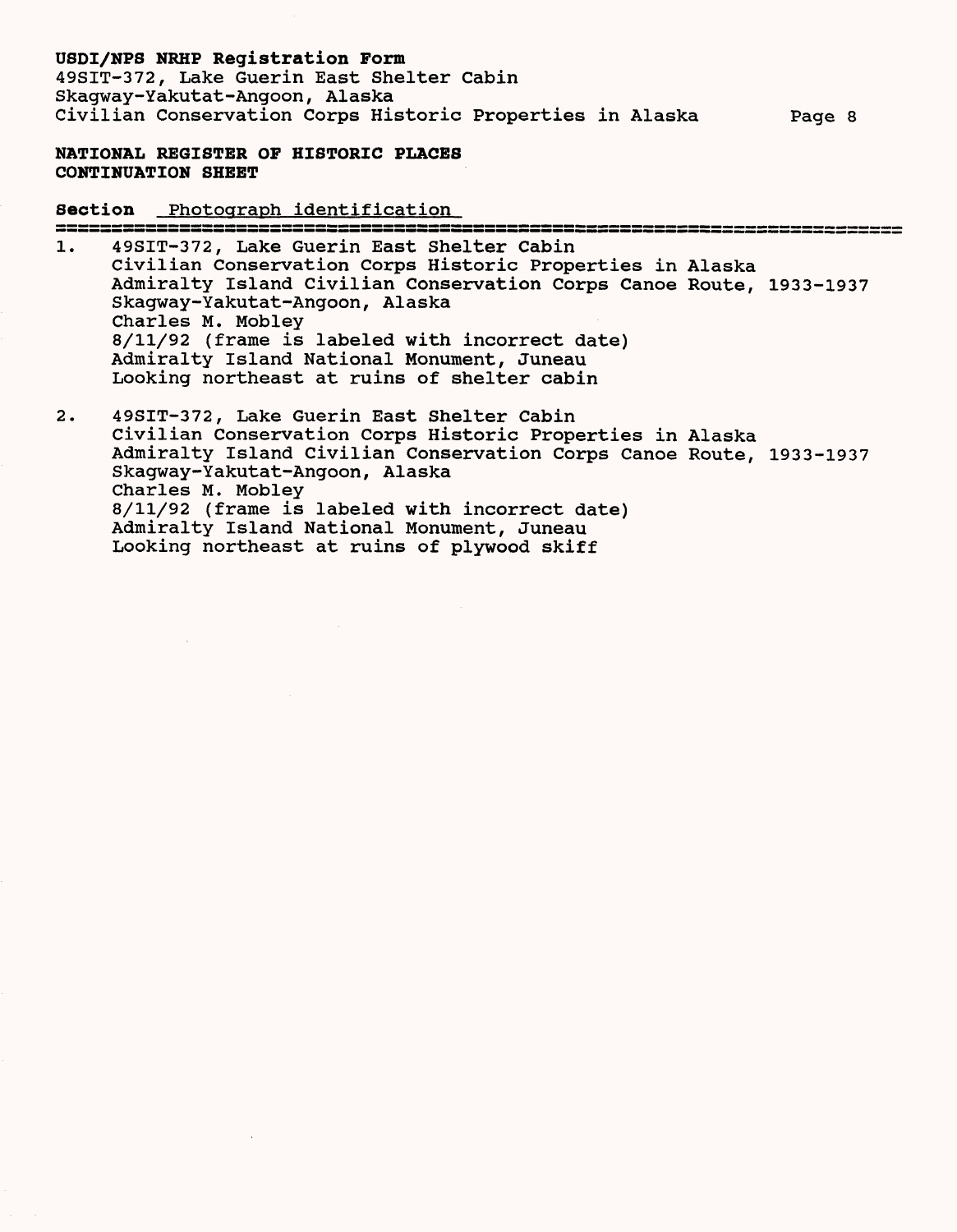**NATIONAL REGISTER OF HISTORIC PLACES CONTINUATION SHEET**

**Section** Photograph identification

1. 49SIT-372, Lake Guerin East Shelter Cabin
   Civilian Conservation Corps Historic Properties in Alaska
   Admiralty Island Civilian Conservation Corps Canoe Route, 1933-1937
   Skagway-Yakutat-Angoon, Alaska
   Charles M. Mobley
   8/11/92 (frame is labeled with incorrect date)
   Admiralty Island National Monument, Juneau
   Looking northeast at ruins of shelter cabin

2. 49SIT-372, Lake Guerin East Shelter Cabin
   Civilian Conservation Corps Historic Properties in Alaska
   Admiralty Island Civilian Conservation Corps Canoe Route, 1933-1937
   Skagway-Yakutat-Angoon, Alaska
   Charles M. Mobley
   8/11/92 (frame is labeled with incorrect date)
   Admiralty Island National Monument, Juneau
   Looking northeast at ruins of plywood skiff